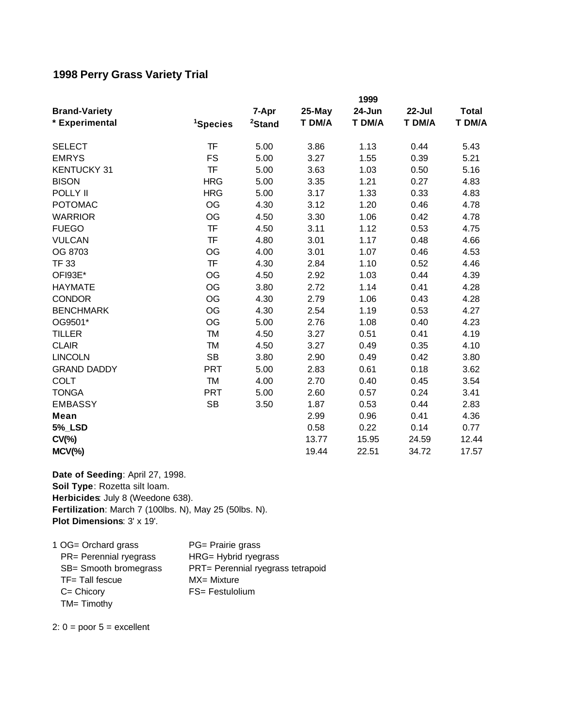## 1998 Perry Grass Variety Trial

| Brand-Variety<br>* Experimental | [1]Species | 7-Apr<br>[2]Stand | 25-May<br>T DM/A | 1999<br>24-Jun<br>T DM/A | 22-Jul<br>T DM/A | Total<br>T DM/A |
|---|---|---|---|---|---|---|
| SELECT | TF | 5.00 | 3.86 | 1.13 | 0.44 | 5.43 |
| EMRYS | FS | 5.00 | 3.27 | 1.55 | 0.39 | 5.21 |
| KENTUCKY 31 | TF | 5.00 | 3.63 | 1.03 | 0.50 | 5.16 |
| BISON | HRG | 5.00 | 3.35 | 1.21 | 0.27 | 4.83 |
| POLLY II | HRG | 5.00 | 3.17 | 1.33 | 0.33 | 4.83 |
| POTOMAC | OG | 4.30 | 3.12 | 1.20 | 0.46 | 4.78 |
| WARRIOR | OG | 4.50 | 3.30 | 1.06 | 0.42 | 4.78 |
| FUEGO | TF | 4.50 | 3.11 | 1.12 | 0.53 | 4.75 |
| VULCAN | TF | 4.80 | 3.01 | 1.17 | 0.48 | 4.66 |
| OG 8703 | OG | 4.00 | 3.01 | 1.07 | 0.46 | 4.53 |
| TF 33 | TF | 4.30 | 2.84 | 1.10 | 0.52 | 4.46 |
| OFI93E* | OG | 4.50 | 2.92 | 1.03 | 0.44 | 4.39 |
| HAYMATE | OG | 3.80 | 2.72 | 1.14 | 0.41 | 4.28 |
| CONDOR | OG | 4.30 | 2.79 | 1.06 | 0.43 | 4.28 |
| BENCHMARK | OG | 4.30 | 2.54 | 1.19 | 0.53 | 4.27 |
| OG9501* | OG | 5.00 | 2.76 | 1.08 | 0.40 | 4.23 |
| TILLER | TM | 4.50 | 3.27 | 0.51 | 0.41 | 4.19 |
| CLAIR | TM | 4.50 | 3.27 | 0.49 | 0.35 | 4.10 |
| LINCOLN | SB | 3.80 | 2.90 | 0.49 | 0.42 | 3.80 |
| GRAND DADDY | PRT | 5.00 | 2.83 | 0.61 | 0.18 | 3.62 |
| COLT | TM | 4.00 | 2.70 | 0.40 | 0.45 | 3.54 |
| TONGA | PRT | 5.00 | 2.60 | 0.57 | 0.24 | 3.41 |
| EMBASSY | SB | 3.50 | 1.87 | 0.53 | 0.44 | 2.83 |
| **Mean** | | | 2.99 | 0.96 | 0.41 | 4.36 |
| **5%_LSD** | | | 0.58 | 0.22 | 0.14 | 0.77 |
| **CV(%)** | | | 13.77 | 15.95 | 24.59 | 12.44 |
| **MCV(%)** | | | 19.44 | 22.51 | 34.72 | 17.57 |

**Date of Seeding**: April 27, 1998.
**Soil Type**: Rozetta silt loam.
**Herbicides**: July 8 (Weedone 638).
**Fertilization**: March 7 (100lbs. N), May 25 (50lbs. N).
**Plot Dimensions**: 3' x 19'.

1 OG= Orchard grass
PR= Perennial ryegrass
SB= Smooth bromegrass
TF= Tall fescue
C= Chicory
TM= Timothy
PG= Prairie grass
HRG= Hybrid ryegrass
PRT= Perennial ryegrass tetrapoid
MX= Mixture
FS= Festulolium

2: 0 = poor 5 = excellent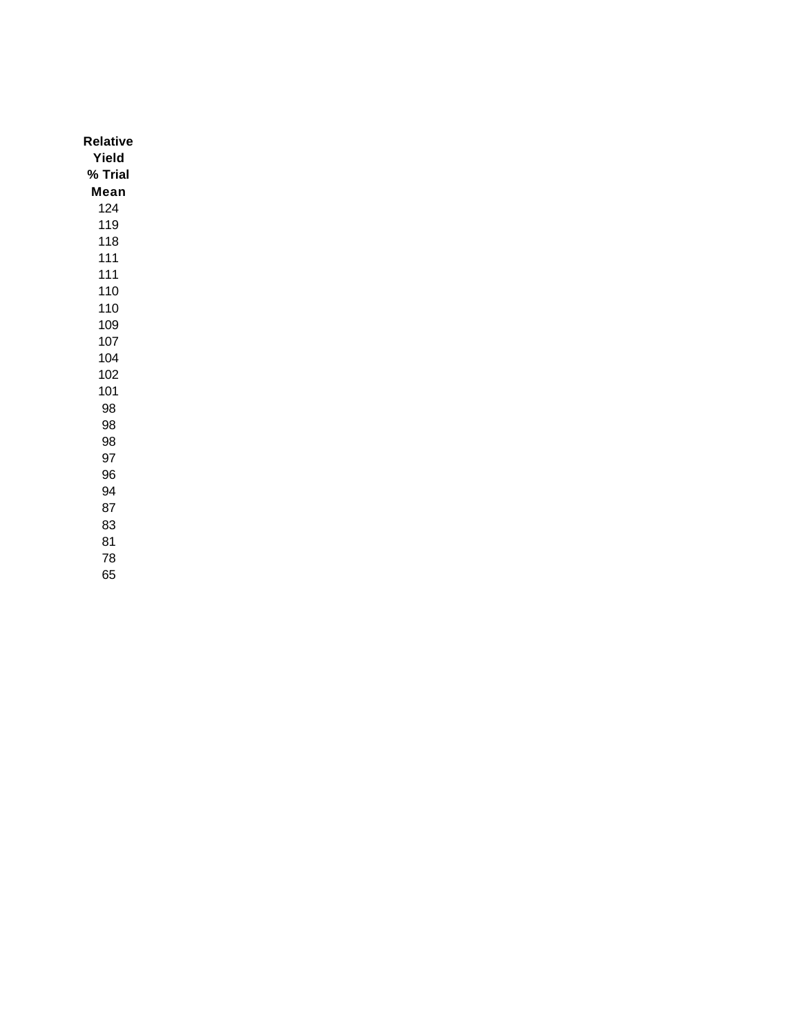| Relative Yield % Trial Mean |
| --- |
| 124 |
| 119 |
| 118 |
| 111 |
| 111 |
| 110 |
| 110 |
| 109 |
| 107 |
| 104 |
| 102 |
| 101 |
| 98 |
| 98 |
| 98 |
| 97 |
| 96 |
| 94 |
| 87 |
| 83 |
| 81 |
| 78 |
| 65 |